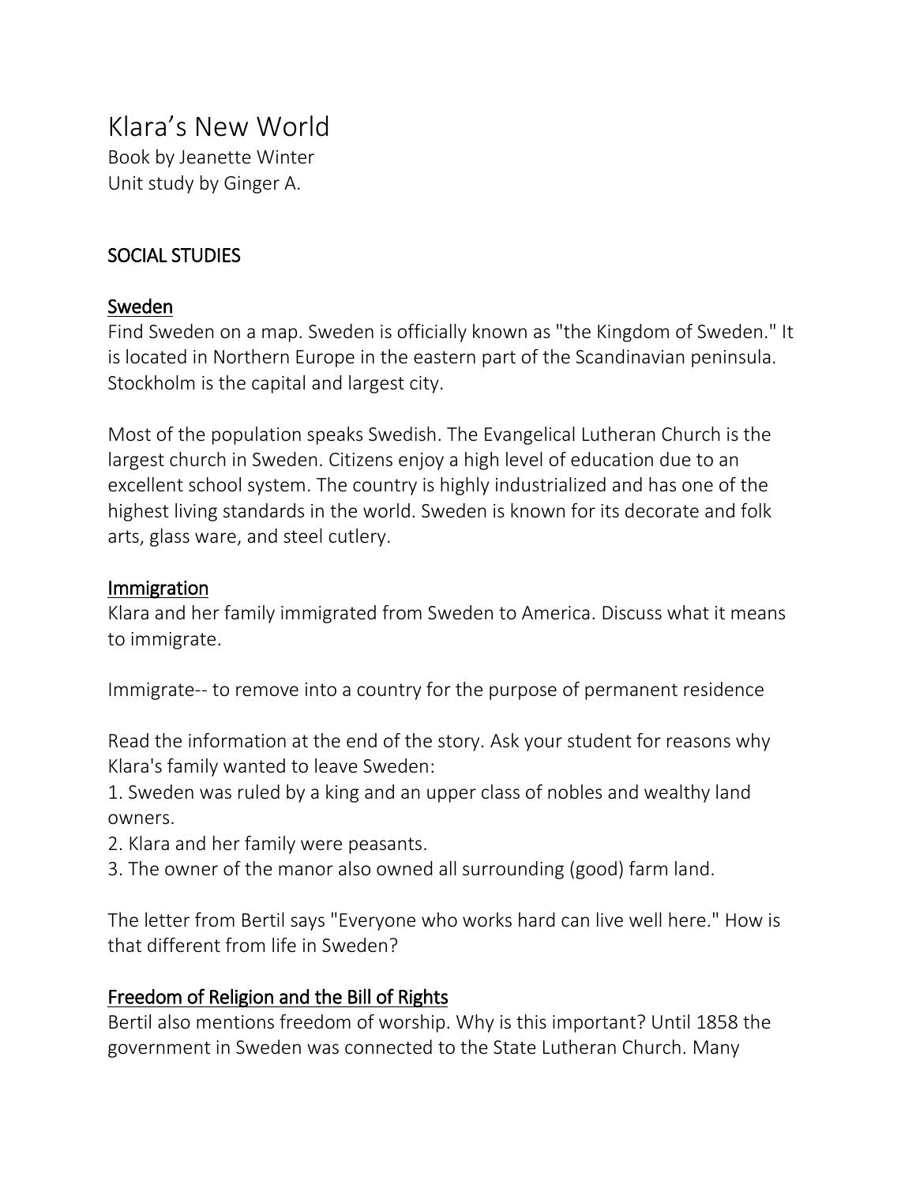# Klara's New World

Book by Jeanette Winter
Unit study by Ginger A.

## SOCIAL STUDIES

### Sweden

Find Sweden on a map. Sweden is officially known as "the Kingdom of Sweden." It is located in Northern Europe in the eastern part of the Scandinavian peninsula. Stockholm is the capital and largest city.

Most of the population speaks Swedish. The Evangelical Lutheran Church is the largest church in Sweden. Citizens enjoy a high level of education due to an excellent school system. The country is highly industrialized and has one of the highest living standards in the world. Sweden is known for its decorate and folk arts, glass ware, and steel cutlery.

### Immigration

Klara and her family immigrated from Sweden to America. Discuss what it means to immigrate.

Immigrate-- to remove into a country for the purpose of permanent residence

Read the information at the end of the story. Ask your student for reasons why Klara's family wanted to leave Sweden:

1. Sweden was ruled by a king and an upper class of nobles and wealthy land owners.
2. Klara and her family were peasants.
3. The owner of the manor also owned all surrounding (good) farm land.

The letter from Bertil says "Everyone who works hard can live well here." How is that different from life in Sweden?

### Freedom of Religion and the Bill of Rights

Bertil also mentions freedom of worship. Why is this important? Until 1858 the government in Sweden was connected to the State Lutheran Church. Many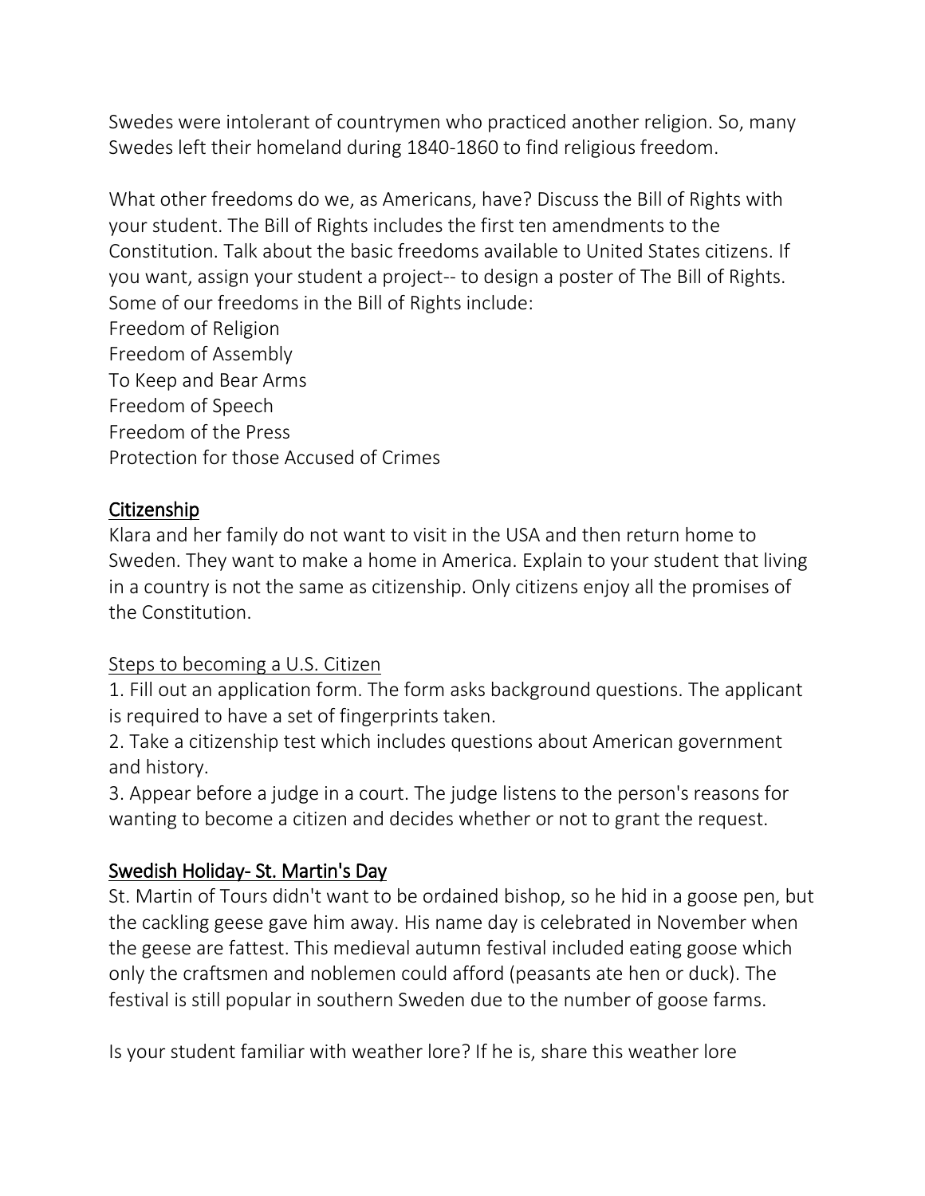Swedes were intolerant of countrymen who practiced another religion. So, many Swedes left their homeland during 1840-1860 to find religious freedom.

What other freedoms do we, as Americans, have? Discuss the Bill of Rights with your student. The Bill of Rights includes the first ten amendments to the Constitution. Talk about the basic freedoms available to United States citizens. If you want, assign your student a project-- to design a poster of The Bill of Rights. Some of our freedoms in the Bill of Rights include:
Freedom of Religion
Freedom of Assembly
To Keep and Bear Arms
Freedom of Speech
Freedom of the Press
Protection for those Accused of Crimes

## Citizenship

Klara and her family do not want to visit in the USA and then return home to Sweden. They want to make a home in America. Explain to your student that living in a country is not the same as citizenship. Only citizens enjoy all the promises of the Constitution.

### Steps to becoming a U.S. Citizen

1. Fill out an application form. The form asks background questions. The applicant is required to have a set of fingerprints taken.
2. Take a citizenship test which includes questions about American government and history.
3. Appear before a judge in a court. The judge listens to the person's reasons for wanting to become a citizen and decides whether or not to grant the request.

## Swedish Holiday- St. Martin's Day

St. Martin of Tours didn't want to be ordained bishop, so he hid in a goose pen, but the cackling geese gave him away. His name day is celebrated in November when the geese are fattest. This medieval autumn festival included eating goose which only the craftsmen and noblemen could afford (peasants ate hen or duck). The festival is still popular in southern Sweden due to the number of goose farms.

Is your student familiar with weather lore? If he is, share this weather lore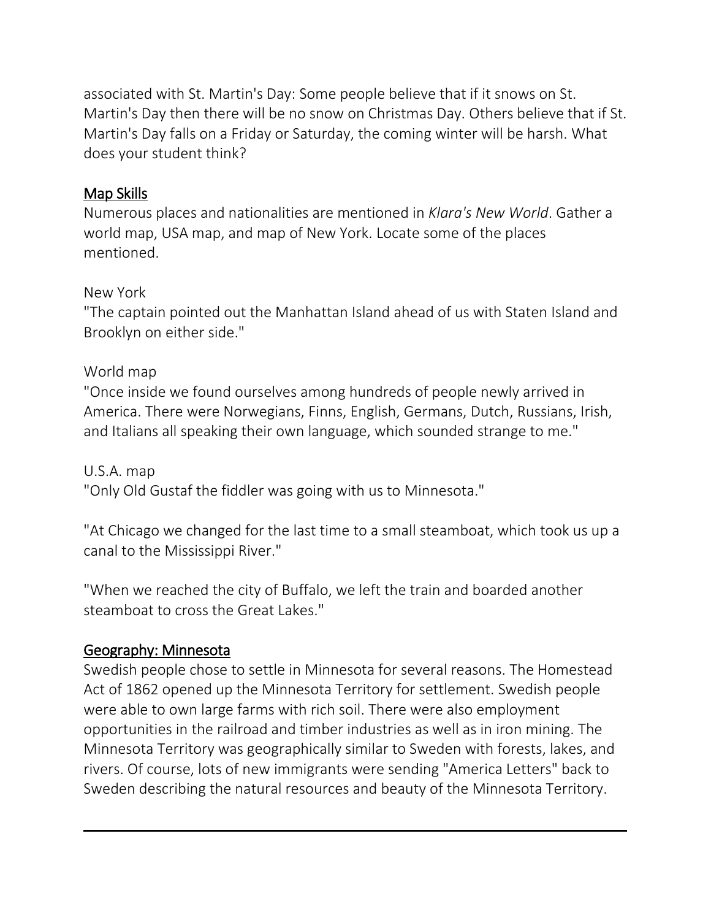associated with St. Martin's Day: Some people believe that if it snows on St. Martin's Day then there will be no snow on Christmas Day. Others believe that if St. Martin's Day falls on a Friday or Saturday, the coming winter will be harsh. What does your student think?

## Map Skills

Numerous places and nationalities are mentioned in *Klara's New World*. Gather a world map, USA map, and map of New York. Locate some of the places mentioned.

New York

"The captain pointed out the Manhattan Island ahead of us with Staten Island and Brooklyn on either side."

World map

"Once inside we found ourselves among hundreds of people newly arrived in America. There were Norwegians, Finns, English, Germans, Dutch, Russians, Irish, and Italians all speaking their own language, which sounded strange to me."

U.S.A. map

"Only Old Gustaf the fiddler was going with us to Minnesota."

"At Chicago we changed for the last time to a small steamboat, which took us up a canal to the Mississippi River."

"When we reached the city of Buffalo, we left the train and boarded another steamboat to cross the Great Lakes."

## Geography: Minnesota

Swedish people chose to settle in Minnesota for several reasons. The Homestead Act of 1862 opened up the Minnesota Territory for settlement. Swedish people were able to own large farms with rich soil. There were also employment opportunities in the railroad and timber industries as well as in iron mining. The Minnesota Territory was geographically similar to Sweden with forests, lakes, and rivers. Of course, lots of new immigrants were sending "America Letters" back to Sweden describing the natural resources and beauty of the Minnesota Territory.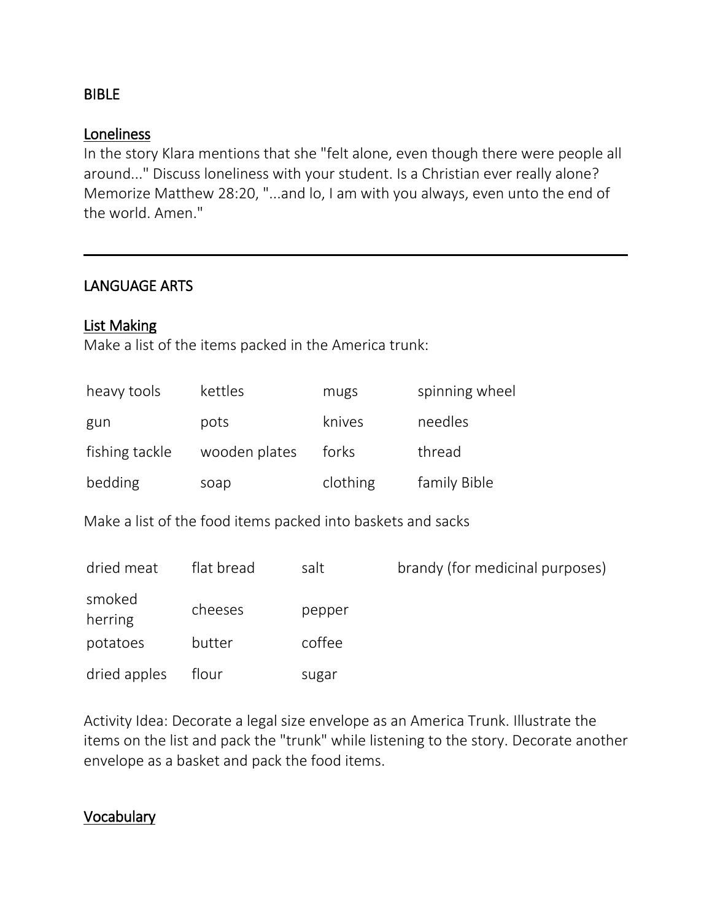## BIBLE

### Loneliness

In the story Klara mentions that she "felt alone, even though there were people all around..." Discuss loneliness with your student. Is a Christian ever really alone? Memorize Matthew 28:20, "...and lo, I am with you always, even unto the end of the world. Amen."

---

## LANGUAGE ARTS

### List Making

Make a list of the items packed in the America trunk:

| | | | |
|---|---|---|---|
| heavy tools | kettles | mugs | spinning wheel |
| gun | pots | knives | needles |
| fishing tackle | wooden plates | forks | thread |
| bedding | soap | clothing | family Bible |

Make a list of the food items packed into baskets and sacks

| | | | |
|---|---|---|---|
| dried meat | flat bread | salt | brandy (for medicinal purposes) |
| smoked herring | cheeses | pepper | |
| potatoes | butter | coffee | |
| dried apples | flour | sugar | |

Activity Idea: Decorate a legal size envelope as an America Trunk. Illustrate the items on the list and pack the "trunk" while listening to the story. Decorate another envelope as a basket and pack the food items.

### Vocabulary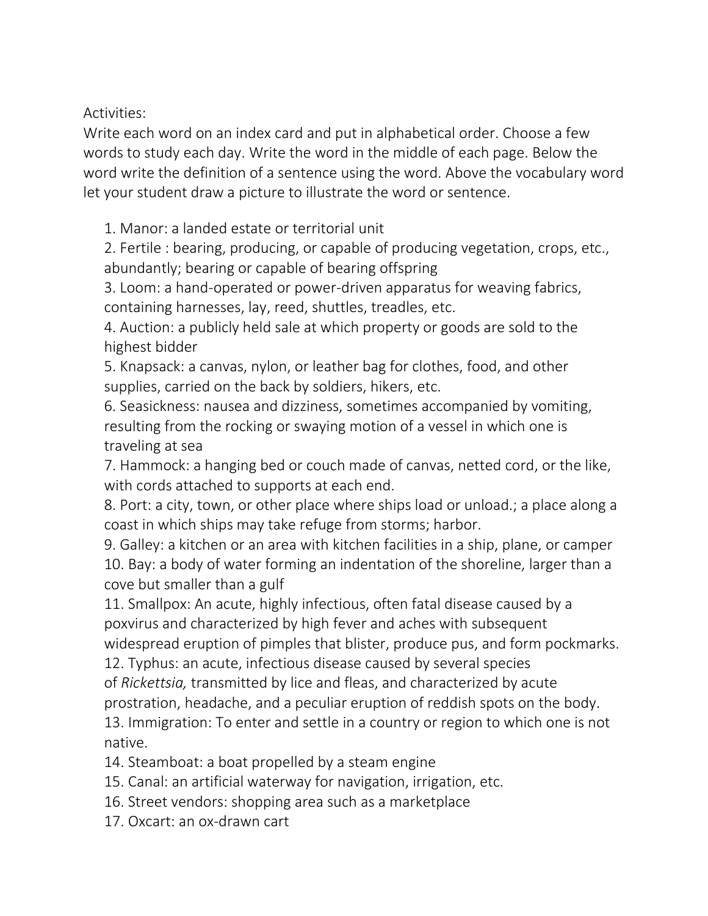Activities:
Write each word on an index card and put in alphabetical order. Choose a few words to study each day. Write the word in the middle of each page. Below the word write the definition of a sentence using the word. Above the vocabulary word let your student draw a picture to illustrate the word or sentence.

1. Manor: a landed estate or territorial unit
2. Fertile : bearing, producing, or capable of producing vegetation, crops, etc., abundantly; bearing or capable of bearing offspring
3. Loom: a hand-operated or power-driven apparatus for weaving fabrics, containing harnesses, lay, reed, shuttles, treadles, etc.
4. Auction: a publicly held sale at which property or goods are sold to the highest bidder
5. Knapsack: a canvas, nylon, or leather bag for clothes, food, and other supplies, carried on the back by soldiers, hikers, etc.
6. Seasickness: nausea and dizziness, sometimes accompanied by vomiting, resulting from the rocking or swaying motion of a vessel in which one is traveling at sea
7. Hammock: a hanging bed or couch made of canvas, netted cord, or the like, with cords attached to supports at each end.
8. Port: a city, town, or other place where ships load or unload.; a place along a coast in which ships may take refuge from storms; harbor.
9. Galley: a kitchen or an area with kitchen facilities in a ship, plane, or camper
10. Bay: a body of water forming an indentation of the shoreline, larger than a cove but smaller than a gulf
11. Smallpox: An acute, highly infectious, often fatal disease caused by a poxvirus and characterized by high fever and aches with subsequent widespread eruption of pimples that blister, produce pus, and form pockmarks.
12. Typhus: an acute, infectious disease caused by several species of *Rickettsia,* transmitted by lice and fleas, and characterized by acute prostration, headache, and a peculiar eruption of reddish spots on the body.
13. Immigration: To enter and settle in a country or region to which one is not native.
14. Steamboat: a boat propelled by a steam engine
15. Canal: an artificial waterway for navigation, irrigation, etc.
16. Street vendors: shopping area such as a marketplace
17. Oxcart: an ox-drawn cart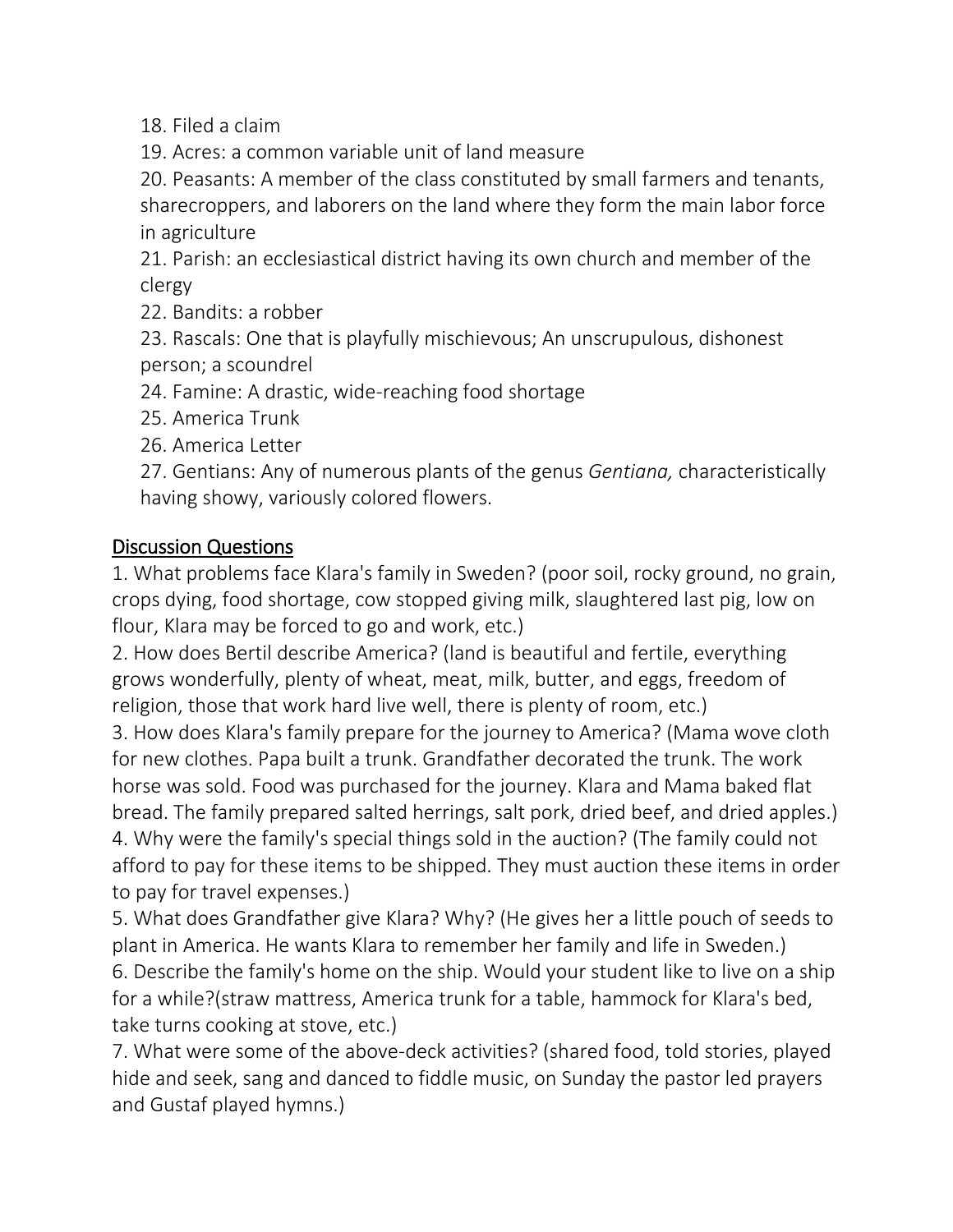18. Filed a claim
19. Acres: a common variable unit of land measure
20. Peasants: A member of the class constituted by small farmers and tenants, sharecroppers, and laborers on the land where they form the main labor force in agriculture
21. Parish: an ecclesiastical district having its own church and member of the clergy
22. Bandits: a robber
23. Rascals: One that is playfully mischievous; An unscrupulous, dishonest person; a scoundrel
24. Famine: A drastic, wide-reaching food shortage
25. America Trunk
26. America Letter
27. Gentians: Any of numerous plants of the genus *Gentiana,* characteristically having showy, variously colored flowers.

## Discussion Questions

1. What problems face Klara's family in Sweden? (poor soil, rocky ground, no grain, crops dying, food shortage, cow stopped giving milk, slaughtered last pig, low on flour, Klara may be forced to go and work, etc.)
2. How does Bertil describe America? (land is beautiful and fertile, everything grows wonderfully, plenty of wheat, meat, milk, butter, and eggs, freedom of religion, those that work hard live well, there is plenty of room, etc.)
3. How does Klara's family prepare for the journey to America? (Mama wove cloth for new clothes. Papa built a trunk. Grandfather decorated the trunk. The work horse was sold. Food was purchased for the journey. Klara and Mama baked flat bread. The family prepared salted herrings, salt pork, dried beef, and dried apples.)
4. Why were the family's special things sold in the auction? (The family could not afford to pay for these items to be shipped. They must auction these items in order to pay for travel expenses.)
5. What does Grandfather give Klara? Why? (He gives her a little pouch of seeds to plant in America. He wants Klara to remember her family and life in Sweden.)
6. Describe the family's home on the ship. Would your student like to live on a ship for a while?(straw mattress, America trunk for a table, hammock for Klara's bed, take turns cooking at stove, etc.)
7. What were some of the above-deck activities? (shared food, told stories, played hide and seek, sang and danced to fiddle music, on Sunday the pastor led prayers and Gustaf played hymns.)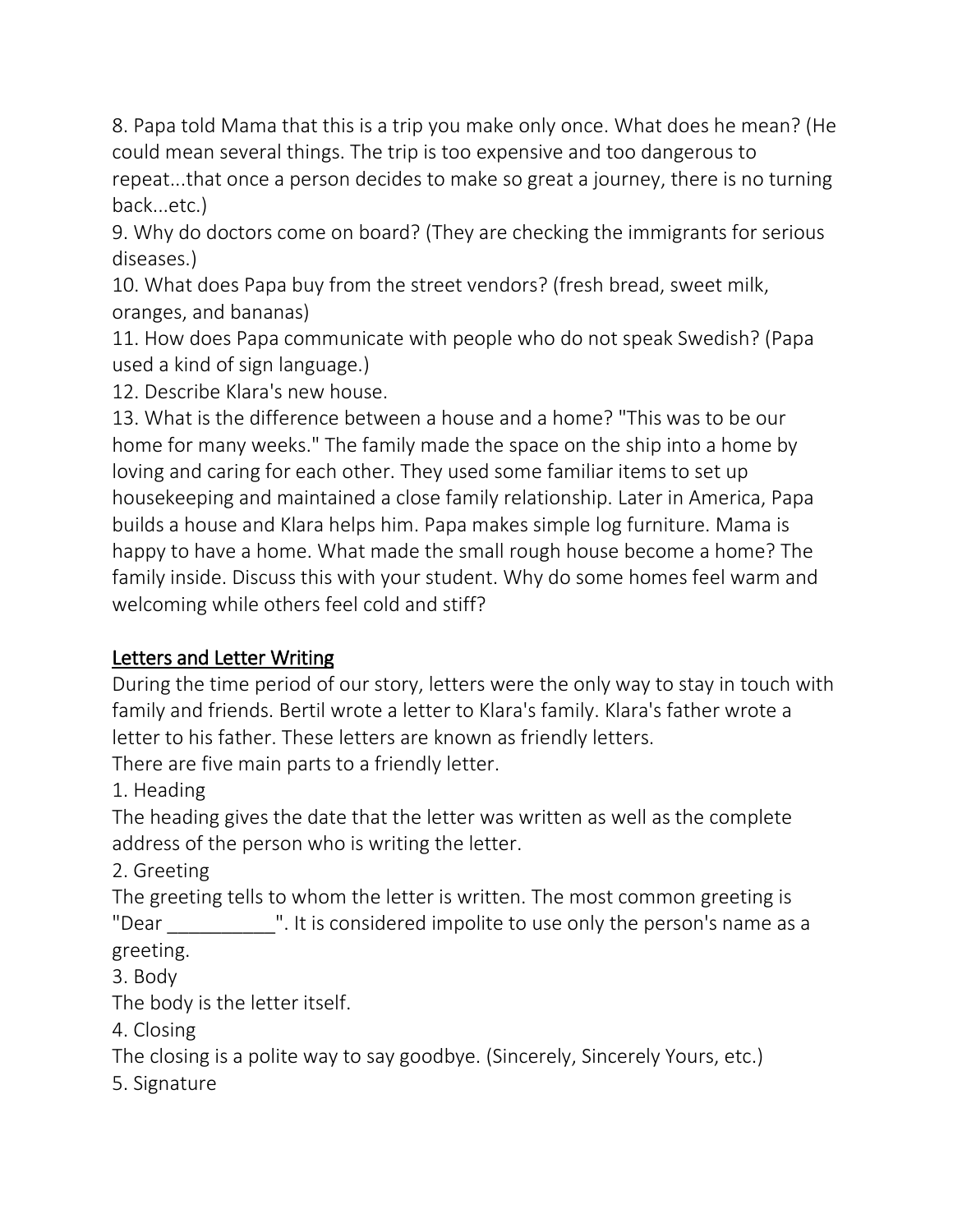8. Papa told Mama that this is a trip you make only once. What does he mean? (He could mean several things. The trip is too expensive and too dangerous to repeat...that once a person decides to make so great a journey, there is no turning back...etc.)

9. Why do doctors come on board? (They are checking the immigrants for serious diseases.)

10. What does Papa buy from the street vendors? (fresh bread, sweet milk, oranges, and bananas)

11. How does Papa communicate with people who do not speak Swedish? (Papa used a kind of sign language.)

12. Describe Klara's new house.

13. What is the difference between a house and a home? "This was to be our home for many weeks." The family made the space on the ship into a home by loving and caring for each other. They used some familiar items to set up housekeeping and maintained a close family relationship. Later in America, Papa builds a house and Klara helps him. Papa makes simple log furniture. Mama is happy to have a home. What made the small rough house become a home? The family inside. Discuss this with your student. Why do some homes feel warm and welcoming while others feel cold and stiff?

## Letters and Letter Writing

During the time period of our story, letters were the only way to stay in touch with family and friends. Bertil wrote a letter to Klara's family. Klara's father wrote a letter to his father. These letters are known as friendly letters.

There are five main parts to a friendly letter.

1. Heading

The heading gives the date that the letter was written as well as the complete address of the person who is writing the letter.

2. Greeting

The greeting tells to whom the letter is written. The most common greeting is "Dear __________". It is considered impolite to use only the person's name as a greeting.

3. Body

The body is the letter itself.

4. Closing

The closing is a polite way to say goodbye. (Sincerely, Sincerely Yours, etc.)

5. Signature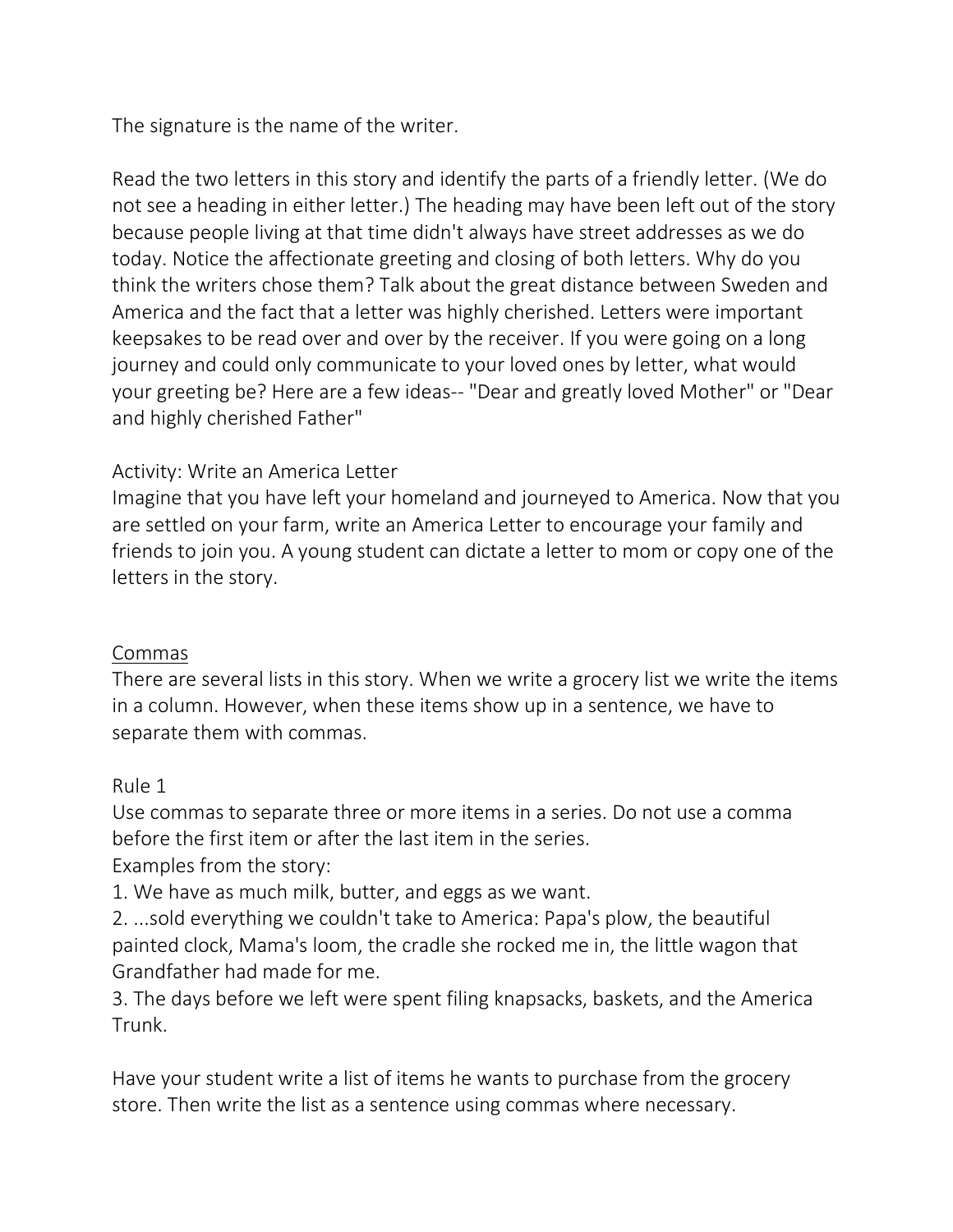The signature is the name of the writer.

Read the two letters in this story and identify the parts of a friendly letter. (We do not see a heading in either letter.) The heading may have been left out of the story because people living at that time didn't always have street addresses as we do today. Notice the affectionate greeting and closing of both letters. Why do you think the writers chose them? Talk about the great distance between Sweden and America and the fact that a letter was highly cherished. Letters were important keepsakes to be read over and over by the receiver. If you were going on a long journey and could only communicate to your loved ones by letter, what would your greeting be? Here are a few ideas-- "Dear and greatly loved Mother" or "Dear and highly cherished Father"

Activity: Write an America Letter
Imagine that you have left your homeland and journeyed to America. Now that you are settled on your farm, write an America Letter to encourage your family and friends to join you. A young student can dictate a letter to mom or copy one of the letters in the story.

## Commas

There are several lists in this story. When we write a grocery list we write the items in a column. However, when these items show up in a sentence, we have to separate them with commas.

Rule 1
Use commas to separate three or more items in a series. Do not use a comma before the first item or after the last item in the series.
Examples from the story:

1. We have as much milk, butter, and eggs as we want.
2. ...sold everything we couldn't take to America: Papa's plow, the beautiful painted clock, Mama's loom, the cradle she rocked me in, the little wagon that Grandfather had made for me.
3. The days before we left were spent filing knapsacks, baskets, and the America Trunk.

Have your student write a list of items he wants to purchase from the grocery store. Then write the list as a sentence using commas where necessary.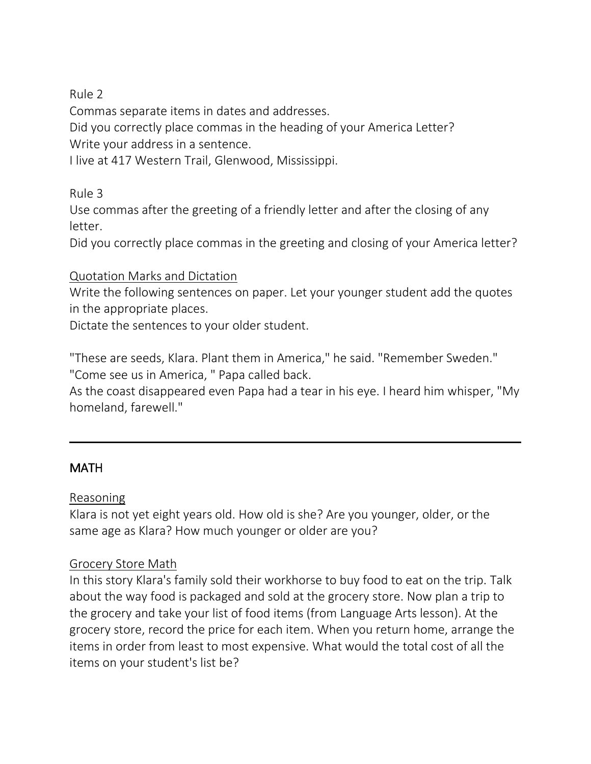Rule 2

Commas separate items in dates and addresses.

Did you correctly place commas in the heading of your America Letter?

Write your address in a sentence.

I live at 417 Western Trail, Glenwood, Mississippi.

Rule 3

Use commas after the greeting of a friendly letter and after the closing of any letter.

Did you correctly place commas in the greeting and closing of your America letter?

<u>Quotation Marks and Dictation</u>

Write the following sentences on paper. Let your younger student add the quotes in the appropriate places.

Dictate the sentences to your older student.

"These are seeds, Klara. Plant them in America," he said. "Remember Sweden."

"Come see us in America, " Papa called back.

As the coast disappeared even Papa had a tear in his eye. I heard him whisper, "My homeland, farewell."

---

## MATH

<u>Reasoning</u>

Klara is not yet eight years old. How old is she? Are you younger, older, or the same age as Klara? How much younger or older are you?

<u>Grocery Store Math</u>

In this story Klara's family sold their workhorse to buy food to eat on the trip. Talk about the way food is packaged and sold at the grocery store. Now plan a trip to the grocery and take your list of food items (from Language Arts lesson). At the grocery store, record the price for each item. When you return home, arrange the items in order from least to most expensive. What would the total cost of all the items on your student's list be?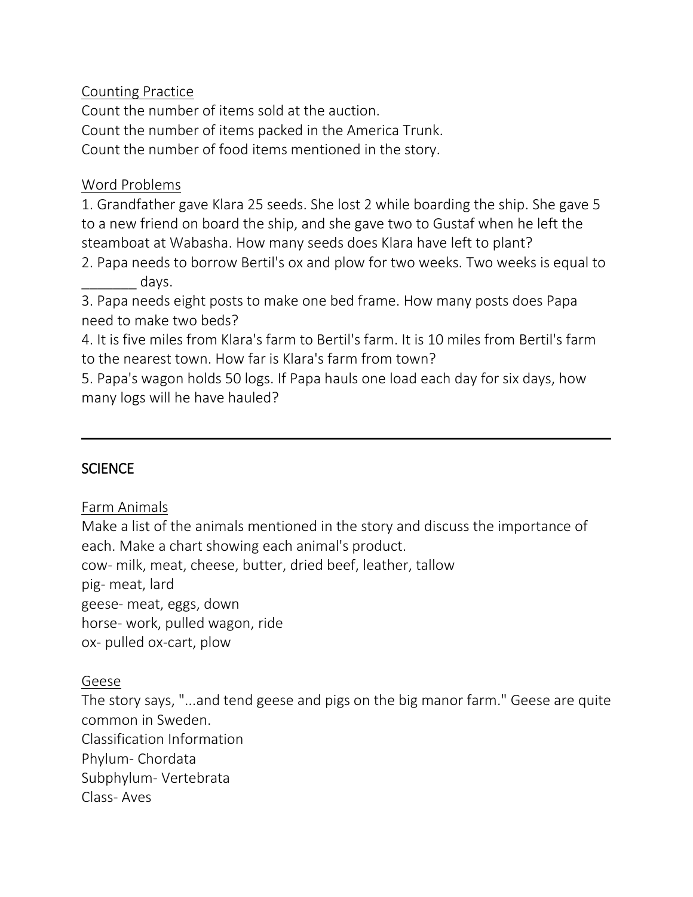### Counting Practice

Count the number of items sold at the auction.
Count the number of items packed in the America Trunk.
Count the number of food items mentioned in the story.

### Word Problems

1. Grandfather gave Klara 25 seeds. She lost 2 while boarding the ship. She gave 5 to a new friend on board the ship, and she gave two to Gustaf when he left the steamboat at Wabasha. How many seeds does Klara have left to plant?
2. Papa needs to borrow Bertil's ox and plow for two weeks. Two weeks is equal to _______ days.
3. Papa needs eight posts to make one bed frame. How many posts does Papa need to make two beds?
4. It is five miles from Klara's farm to Bertil's farm. It is 10 miles from Bertil's farm to the nearest town. How far is Klara's farm from town?
5. Papa's wagon holds 50 logs. If Papa hauls one load each day for six days, how many logs will he have hauled?

---

## SCIENCE

### Farm Animals

Make a list of the animals mentioned in the story and discuss the importance of each. Make a chart showing each animal's product.
cow- milk, meat, cheese, butter, dried beef, leather, tallow
pig- meat, lard
geese- meat, eggs, down
horse- work, pulled wagon, ride
ox- pulled ox-cart, plow

### Geese

The story says, "...and tend geese and pigs on the big manor farm." Geese are quite common in Sweden.
Classification Information
Phylum- Chordata
Subphylum- Vertebrata
Class- Aves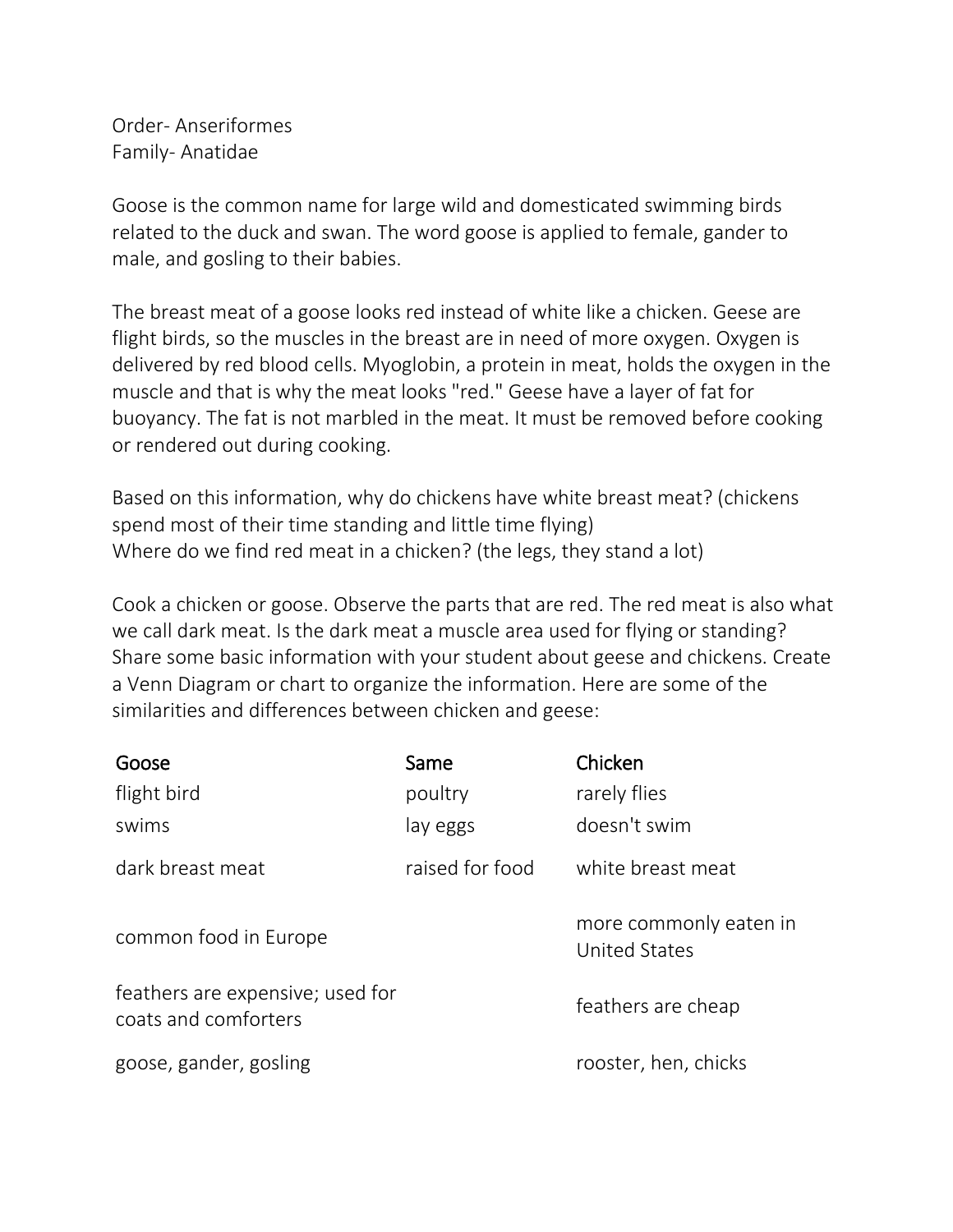Order- Anseriformes
Family- Anatidae

Goose is the common name for large wild and domesticated swimming birds related to the duck and swan. The word goose is applied to female, gander to male, and gosling to their babies.

The breast meat of a goose looks red instead of white like a chicken. Geese are flight birds, so the muscles in the breast are in need of more oxygen. Oxygen is delivered by red blood cells. Myoglobin, a protein in meat, holds the oxygen in the muscle and that is why the meat looks "red." Geese have a layer of fat for buoyancy. The fat is not marbled in the meat. It must be removed before cooking or rendered out during cooking.

Based on this information, why do chickens have white breast meat? (chickens spend most of their time standing and little time flying)
Where do we find red meat in a chicken? (the legs, they stand a lot)

Cook a chicken or goose. Observe the parts that are red. The red meat is also what we call dark meat. Is the dark meat a muscle area used for flying or standing? Share some basic information with your student about geese and chickens. Create a Venn Diagram or chart to organize the information. Here are some of the similarities and differences between chicken and geese:

| Goose | Same | Chicken |
|---|---|---|
| flight bird | poultry | rarely flies |
| swims | lay eggs | doesn't swim |
| dark breast meat | raised for food | white breast meat |
| common food in Europe | | more commonly eaten in United States |
| feathers are expensive; used for coats and comforters | | feathers are cheap |
| goose, gander, gosling | | rooster, hen, chicks |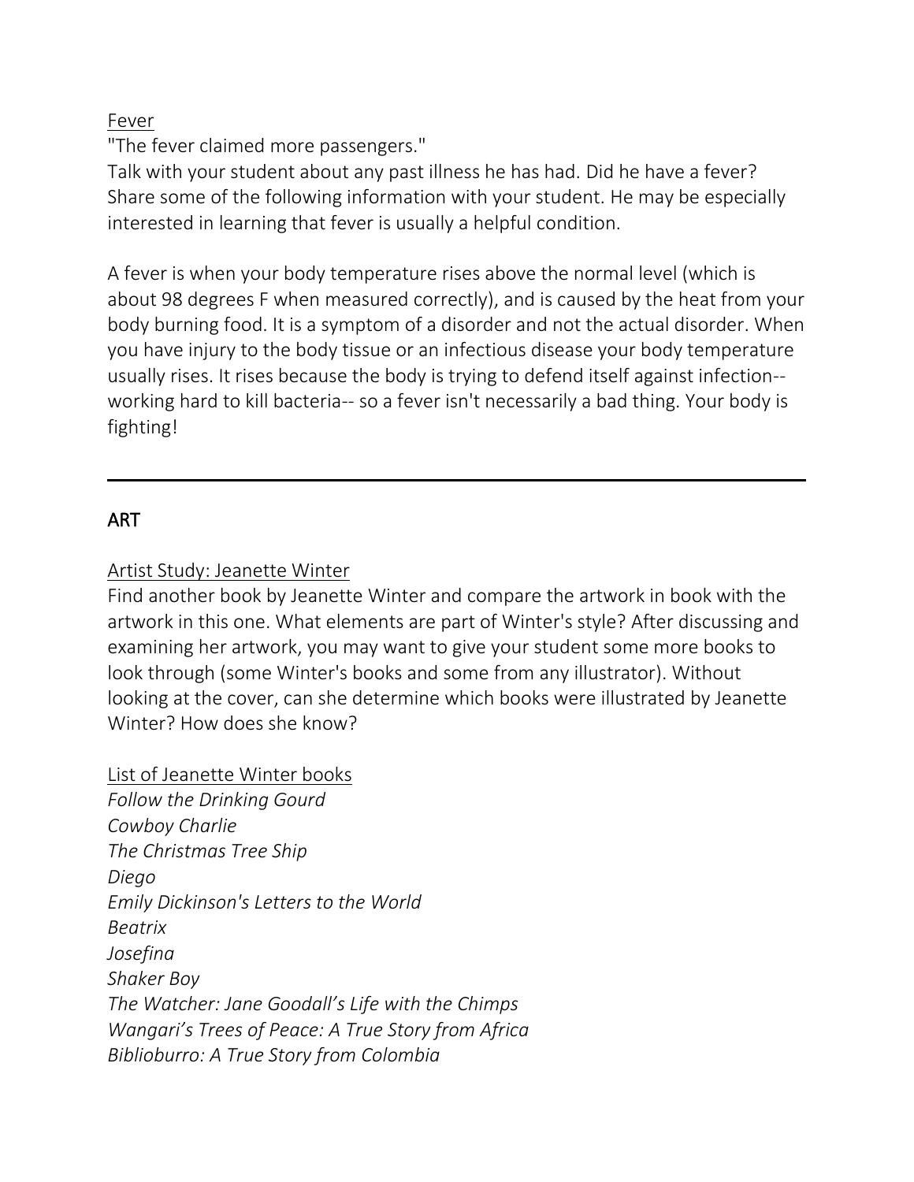Fever

"The fever claimed more passengers."

Talk with your student about any past illness he has had. Did he have a fever? Share some of the following information with your student. He may be especially interested in learning that fever is usually a helpful condition.

A fever is when your body temperature rises above the normal level (which is about 98 degrees F when measured correctly), and is caused by the heat from your body burning food. It is a symptom of a disorder and not the actual disorder. When you have injury to the body tissue or an infectious disease your body temperature usually rises. It rises because the body is trying to defend itself against infection-- working hard to kill bacteria-- so a fever isn't necessarily a bad thing. Your body is fighting!

---

## ART

Artist Study: Jeanette Winter

Find another book by Jeanette Winter and compare the artwork in book with the artwork in this one. What elements are part of Winter's style? After discussing and examining her artwork, you may want to give your student some more books to look through (some Winter's books and some from any illustrator). Without looking at the cover, can she determine which books were illustrated by Jeanette Winter? How does she know?

List of Jeanette Winter books

*Follow the Drinking Gourd*
*Cowboy Charlie*
*The Christmas Tree Ship*
*Diego*
*Emily Dickinson's Letters to the World*
*Beatrix*
*Josefina*
*Shaker Boy*
*The Watcher: Jane Goodall's Life with the Chimps*
*Wangari's Trees of Peace: A True Story from Africa*
*Biblioburro: A True Story from Colombia*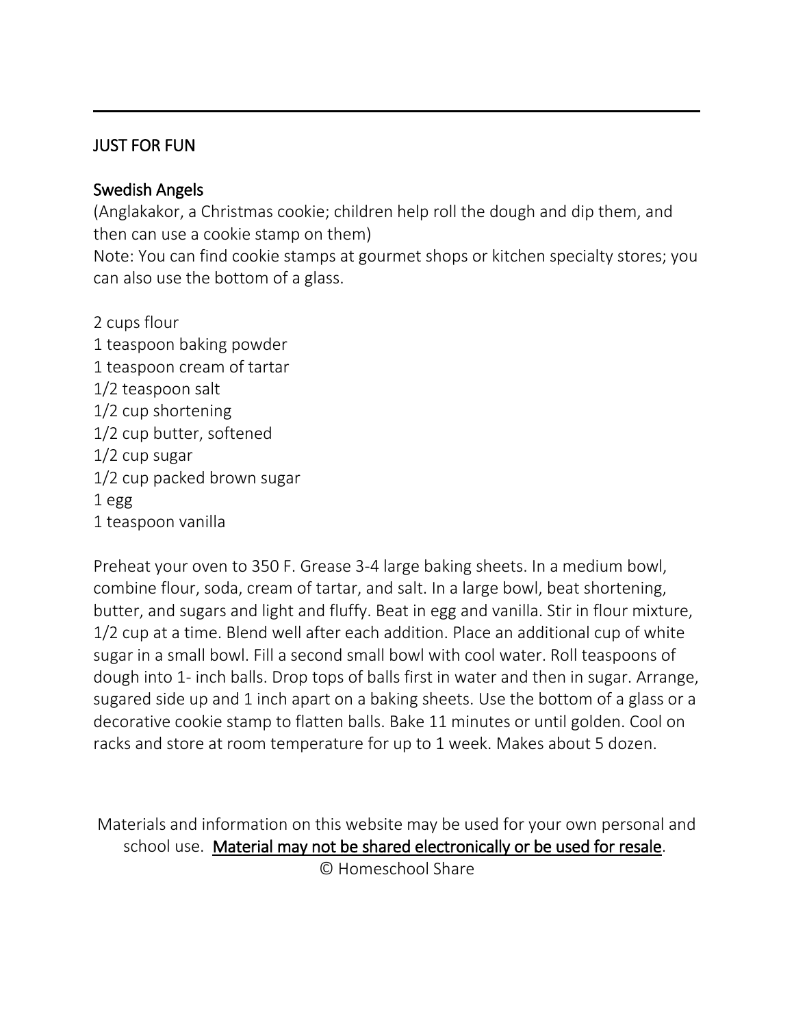## JUST FOR FUN

### Swedish Angels

(Anglakakor, a Christmas cookie; children help roll the dough and dip them, and then can use a cookie stamp on them)

Note: You can find cookie stamps at gourmet shops or kitchen specialty stores; you can also use the bottom of a glass.

2 cups flour
1 teaspoon baking powder
1 teaspoon cream of tartar
1/2 teaspoon salt
1/2 cup shortening
1/2 cup butter, softened
1/2 cup sugar
1/2 cup packed brown sugar
1 egg
1 teaspoon vanilla

Preheat your oven to 350 F. Grease 3-4 large baking sheets. In a medium bowl, combine flour, soda, cream of tartar, and salt. In a large bowl, beat shortening, butter, and sugars and light and fluffy. Beat in egg and vanilla. Stir in flour mixture, 1/2 cup at a time. Blend well after each addition. Place an additional cup of white sugar in a small bowl. Fill a second small bowl with cool water. Roll teaspoons of dough into 1- inch balls. Drop tops of balls first in water and then in sugar. Arrange, sugared side up and 1 inch apart on a baking sheets. Use the bottom of a glass or a decorative cookie stamp to flatten balls. Bake 11 minutes or until golden. Cool on racks and store at room temperature for up to 1 week. Makes about 5 dozen.

Materials and information on this website may be used for your own personal and school use. Material may not be shared electronically or be used for resale.
© Homeschool Share